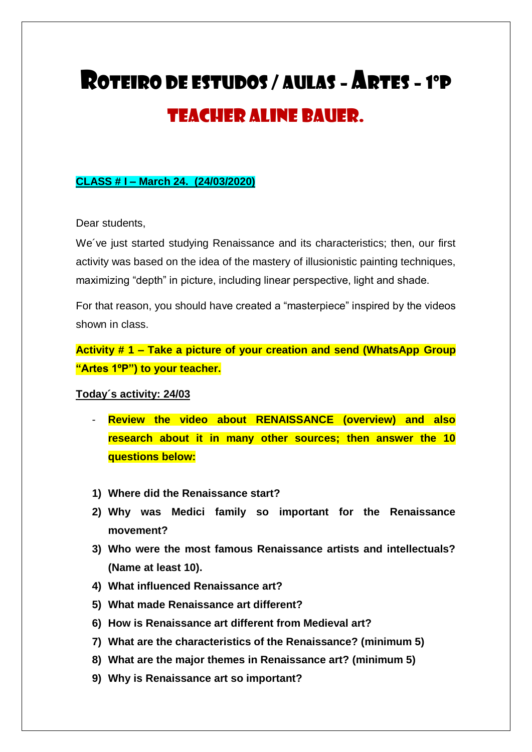# Roteiro de estudos / aulas – Artes – 1ºP

## Teacher Aline Bauer.

**CLASS # I – March 24. (24/03/2020)**

Dear students,

We´ve just started studying Renaissance and its characteristics; then, our first activity was based on the idea of the mastery of illusionistic painting techniques, maximizing "depth" in picture, including linear perspective, light and shade.

For that reason, you should have created a "masterpiece" inspired by the videos shown in class.

**Activity # 1 – Take a picture of your creation and send (WhatsApp Group "Artes 1ºP") to your teacher.**

**Today´s activity: 24/03**

- **Review the video about RENAISSANCE (overview) and also research about it in many other sources; then answer the 10 questions below:**

1) **Where did the Renaissance start?**
2) **Why was Medici family so important for the Renaissance movement?**
3) **Who were the most famous Renaissance artists and intellectuals? (Name at least 10).**
4) **What influenced Renaissance art?**
5) **What made Renaissance art different?**
6) **How is Renaissance art different from Medieval art?**
7) **What are the characteristics of the Renaissance? (minimum 5)**
8) **What are the major themes in Renaissance art? (minimum 5)**
9) **Why is Renaissance art so important?**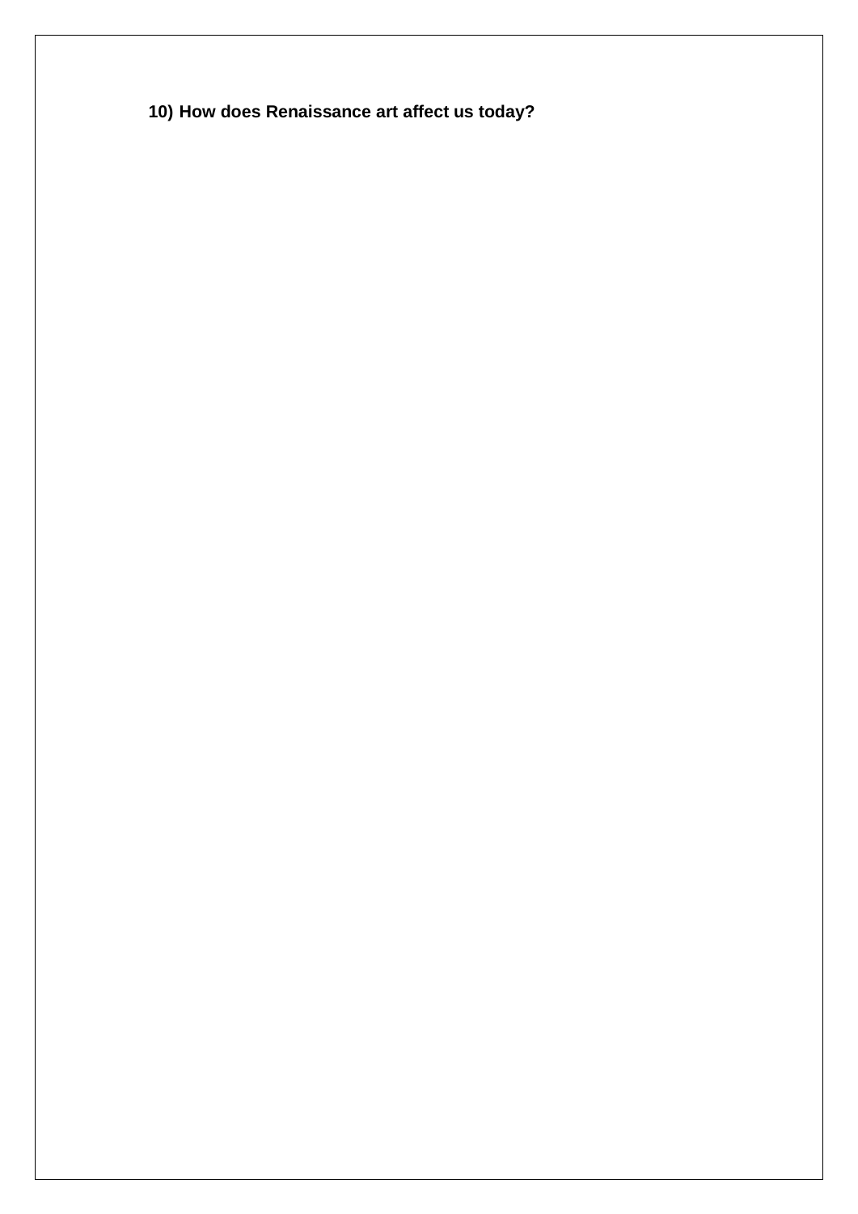**10) How does Renaissance art affect us today?**